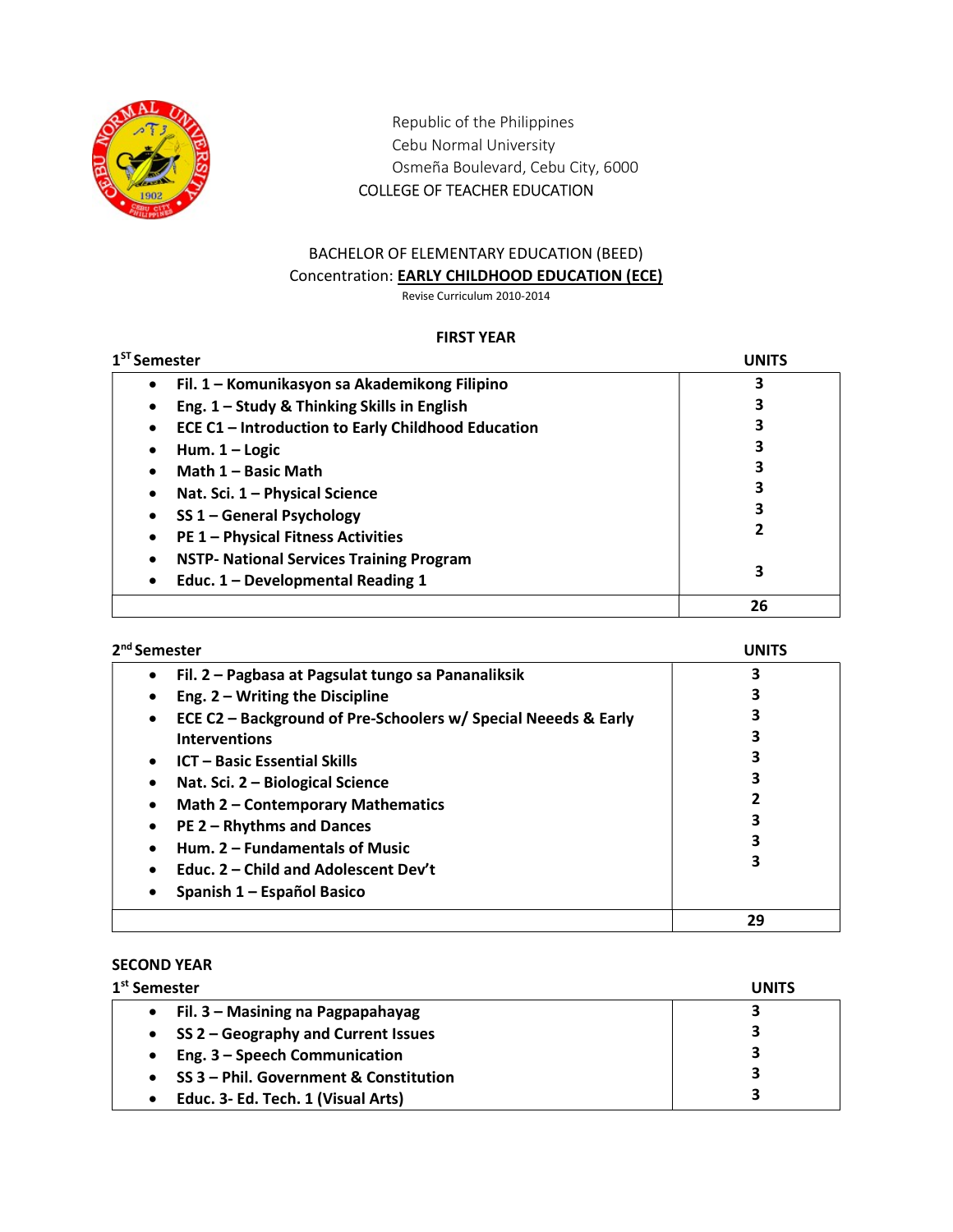Republic of the Philippines
Cebu Normal University
Osmeña Boulevard, Cebu City, 6000
COLLEGE OF TEACHER EDUCATION

# BACHELOR OF ELEMENTARY EDUCATION (BEED)

## Concentration: EARLY CHILDHOOD EDUCATION (ECE)

Revise Curriculum 2010-2014

### FIRST YEAR

| 1ST Semester | UNITS |
|---|---|
| • Fil. 1 – Komunikasyon sa Akademikong Filipino<br>• Eng. 1 – Study & Thinking Skills in English<br>• ECE C1 – Introduction to Early Childhood Education<br>• Hum. 1 – Logic<br>• Math 1 – Basic Math<br>• Nat. Sci. 1 – Physical Science<br>• SS 1 – General Psychology<br>• PE 1 – Physical Fitness Activities<br>• NSTP- National Services Training Program<br>• Educ. 1 – Developmental Reading 1 | 3<br>3<br>3<br>3<br>3<br>3<br>3<br>2<br><br>3 |
| | 26 |

| 2nd Semester | UNITS |
|---|---|
| • Fil. 2 – Pagbasa at Pagsulat tungo sa Pananaliksik<br>• Eng. 2 – Writing the Discipline<br>• ECE C2 – Background of Pre-Schoolers w/ Special Neeeds & Early Interventions<br>• ICT – Basic Essential Skills<br>• Nat. Sci. 2 – Biological Science<br>• Math 2 – Contemporary Mathematics<br>• PE 2 – Rhythms and Dances<br>• Hum. 2 – Fundamentals of Music<br>• Educ. 2 – Child and Adolescent Dev't<br>• Spanish 1 – Español Basico | 3<br>3<br>3<br>3<br>3<br>3<br>2<br>3<br>3<br>3 |
| | 29 |

### SECOND YEAR

| 1st Semester | UNITS |
|---|---|
| • Fil. 3 – Masining na Pagpapahayag<br>• SS 2 – Geography and Current Issues<br>• Eng. 3 – Speech Communication<br>• SS 3 – Phil. Government & Constitution<br>• Educ. 3- Ed. Tech. 1 (Visual Arts) | 3<br>3<br>3<br>3<br>3 |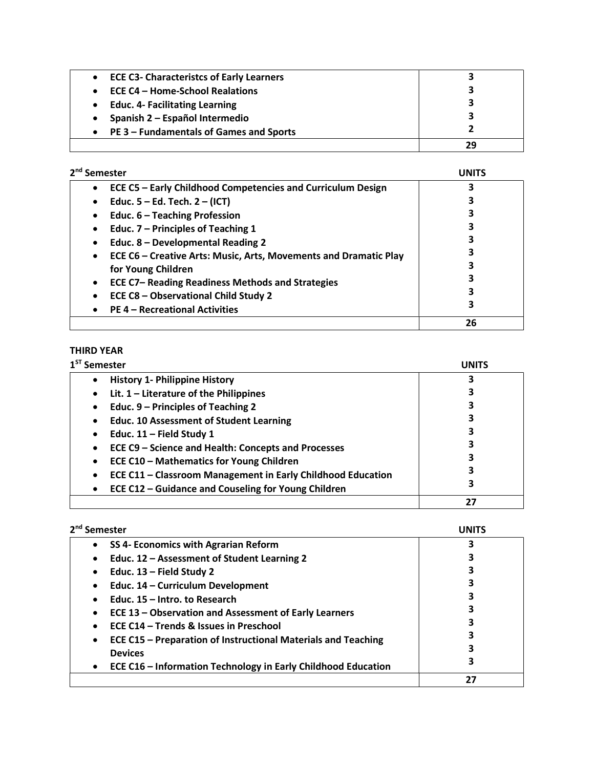| | |
|---|---|
| • **ECE C3- Characteristcs of Early Learners** | **3** |
| • **ECE C4 – Home-School Realations** | **3** |
| • **Educ. 4- Facilitating Learning** | **3** |
| • **Spanish 2 – Español Intermedio** | **3** |
| • **PE 3 – Fundamentals of Games and Sports** | **2** |
| | **29** |

**2nd Semester**

| | **UNITS** |
|---|---|
| • **ECE C5 – Early Childhood Competencies and Curriculum Design** | **3** |
| • **Educ. 5 – Ed. Tech. 2 – (ICT)** | **3** |
| • **Educ. 6 – Teaching Profession** | **3** |
| • **Educ. 7 – Principles of Teaching 1** | **3** |
| • **Educ. 8 – Developmental Reading 2** | **3** |
| • **ECE C6 – Creative Arts: Music, Arts, Movements and Dramatic Play for Young Children** | **3** |
| • **ECE C7– Reading Readiness Methods and Strategies** | **3** |
| • **ECE C8 – Observational Child Study 2** | **3** |
| • **PE 4 – Recreational Activities** | **3** |
| | **3** |
| | **26** |

**THIRD YEAR**

**1ST Semester**

| | **UNITS** |
|---|---|
| • **History 1- Philippine History** | **3** |
| • **Lit. 1 – Literature of the Philippines** | **3** |
| • **Educ. 9 – Principles of Teaching 2** | **3** |
| • **Educ. 10 Assessment of Student Learning** | **3** |
| • **Educ. 11 – Field Study 1** | **3** |
| • **ECE C9 – Science and Health: Concepts and Processes** | **3** |
| • **ECE C10 – Mathematics for Young Children** | **3** |
| • **ECE C11 – Classroom Management in Early Childhood Education** | **3** |
| • **ECE C12 – Guidance and Couseling for Young Children** | **3** |
| | **27** |

**2nd Semester**

| | **UNITS** |
|---|---|
| • **SS 4- Economics with Agrarian Reform** | **3** |
| • **Educ. 12 – Assessment of Student Learning 2** | **3** |
| • **Educ. 13 – Field Study 2** | **3** |
| • **Educ. 14 – Curriculum Development** | **3** |
| • **Educ. 15 – Intro. to Research** | **3** |
| • **ECE 13 – Observation and Assessment of Early Learners** | **3** |
| • **ECE C14 – Trends & Issues in Preschool** | **3** |
| • **ECE C15 – Preparation of Instructional Materials and Teaching Devices** | **3** |
| • **ECE C16 – Information Technology in Early Childhood Education** | **3** |
| | **3** |
| | **27** |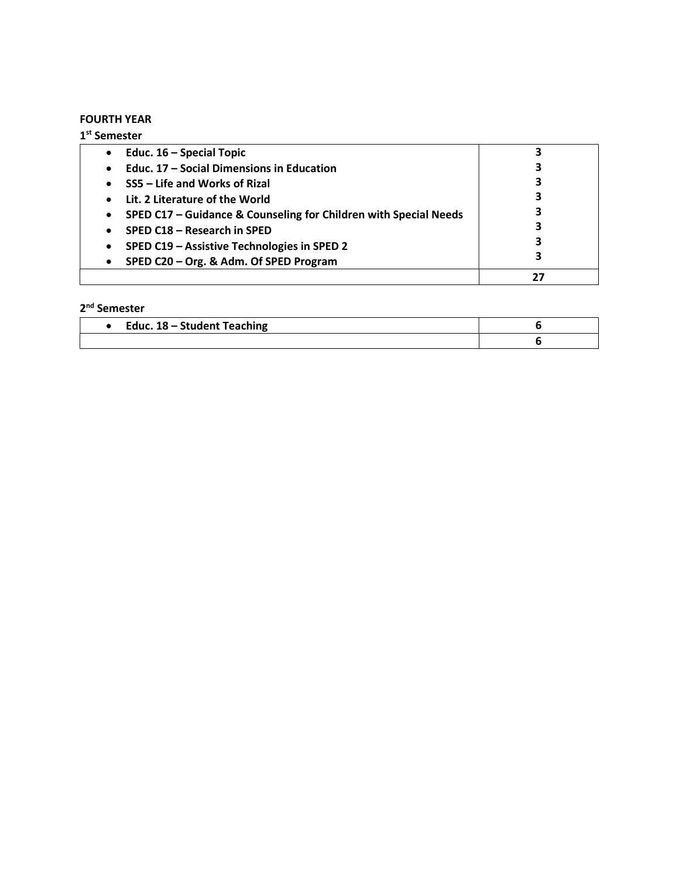**FOURTH YEAR**

**1st Semester**

| | |
|---|---|
| • **Educ. 16 – Special Topic** | **3** |
| • **Educ. 17 – Social Dimensions in Education** | **3** |
| • **SS5 – Life and Works of Rizal** | **3** |
| • **Lit. 2 Literature of the World** | **3** |
| • **SPED C17 – Guidance & Counseling for Children with Special Needs** | **3** |
| • **SPED C18 – Research in SPED** | **3** |
| • **SPED C19 – Assistive Technologies in SPED 2** | **3** |
| • **SPED C20 – Org. & Adm. Of SPED Program** | **3** |
| | **27** |

**2nd Semester**

| | |
|---|---|
| • **Educ. 18 – Student Teaching** | **6** |
| | **6** |